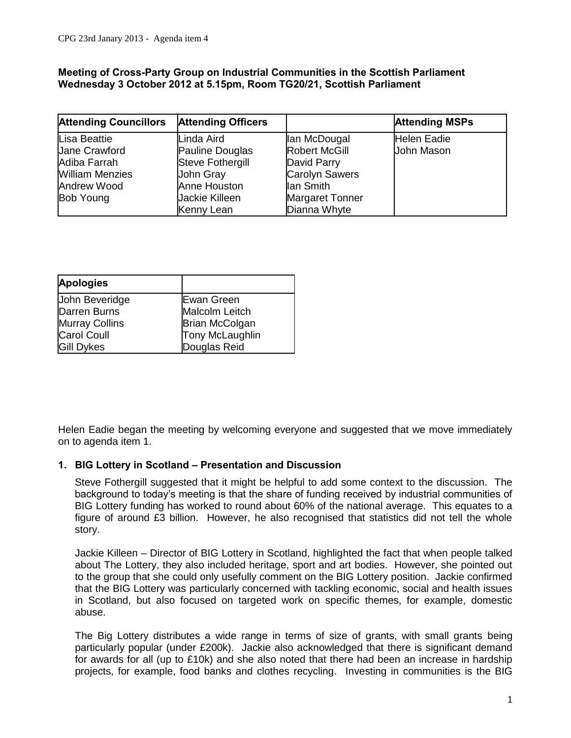CPG 23rd Janary 2013 - Agenda item 4

**Meeting of Cross-Party Group on Industrial Communities in the Scottish Parliament**
**Wednesday 3 October 2012 at 5.15pm, Room TG20/21, Scottish Parliament**

| Attending Councillors | Attending Officers | | Attending MSPs |
|---|---|---|---|
| Lisa Beattie | Linda Aird | Ian McDougal | Helen Eadie |
| Jane Crawford | Pauline Douglas | Robert McGill | John Mason |
| Adiba Farrah | Steve Fothergill | David Parry | |
| William Menzies | John Gray | Carolyn Sawers | |
| Andrew Wood | Anne Houston | Ian Smith | |
| Bob Young | Jackie Killeen | Margaret Tonner | |
| | Kenny Lean | Dianna Whyte | |

| Apologies | |
|---|---|
| John Beveridge | Ewan Green |
| Darren Burns | Malcolm Leitch |
| Murray Collins | Brian McColgan |
| Carol Coull | Tony McLaughlin |
| Gill Dykes | Douglas Reid |

Helen Eadie began the meeting by welcoming everyone and suggested that we move immediately on to agenda item 1.

**1. BIG Lottery in Scotland – Presentation and Discussion**

Steve Fothergill suggested that it might be helpful to add some context to the discussion. The background to today's meeting is that the share of funding received by industrial communities of BIG Lottery funding has worked to round about 60% of the national average. This equates to a figure of around £3 billion. However, he also recognised that statistics did not tell the whole story.

Jackie Killeen – Director of BIG Lottery in Scotland, highlighted the fact that when people talked about The Lottery, they also included heritage, sport and art bodies. However, she pointed out to the group that she could only usefully comment on the BIG Lottery position. Jackie confirmed that the BIG Lottery was particularly concerned with tackling economic, social and health issues in Scotland, but also focused on targeted work on specific themes, for example, domestic abuse.

The Big Lottery distributes a wide range in terms of size of grants, with small grants being particularly popular (under £200k). Jackie also acknowledged that there is significant demand for awards for all (up to £10k) and she also noted that there had been an increase in hardship projects, for example, food banks and clothes recycling. Investing in communities is the BIG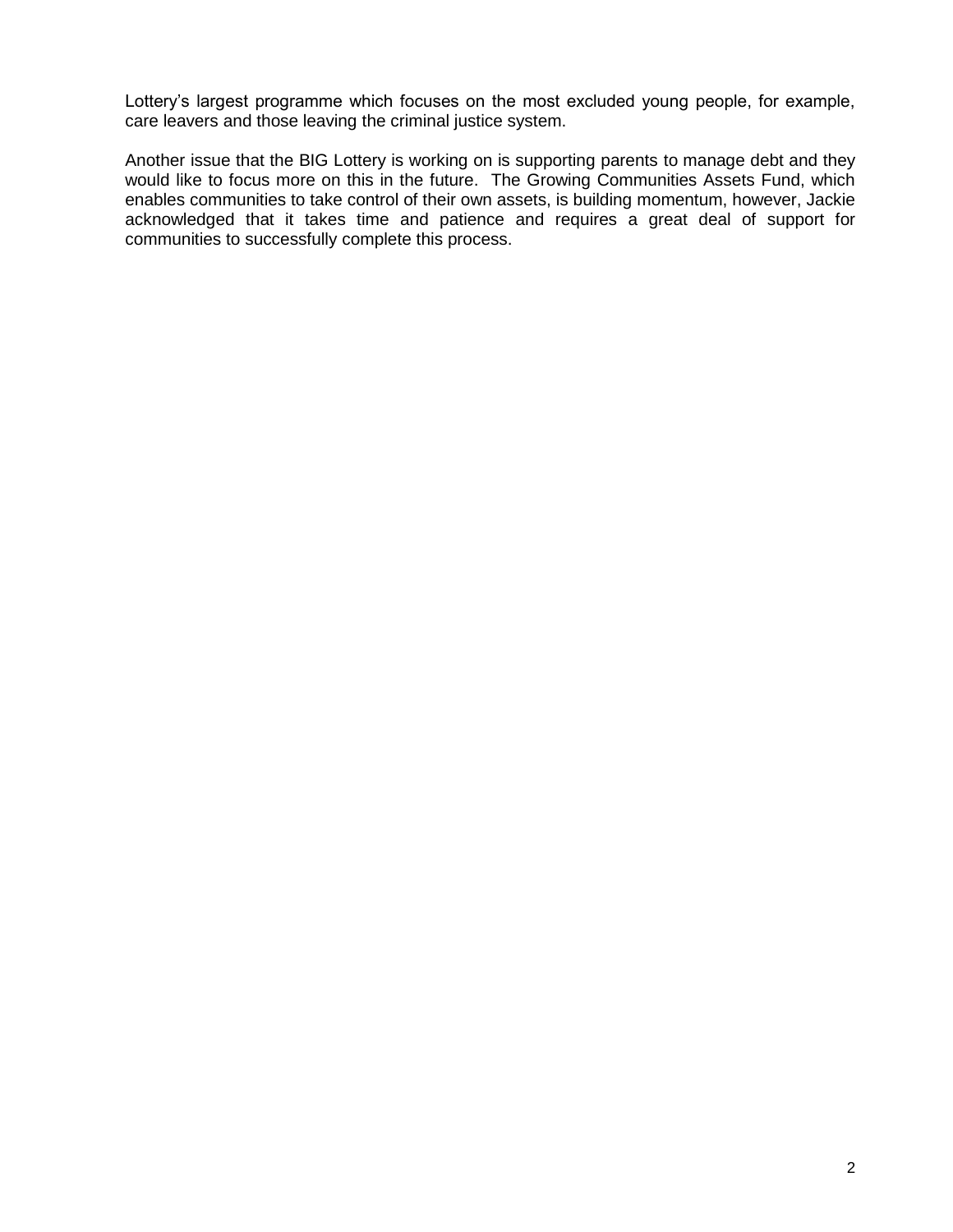Lottery's largest programme which focuses on the most excluded young people, for example, care leavers and those leaving the criminal justice system.

Another issue that the BIG Lottery is working on is supporting parents to manage debt and they would like to focus more on this in the future. The Growing Communities Assets Fund, which enables communities to take control of their own assets, is building momentum, however, Jackie acknowledged that it takes time and patience and requires a great deal of support for communities to successfully complete this process.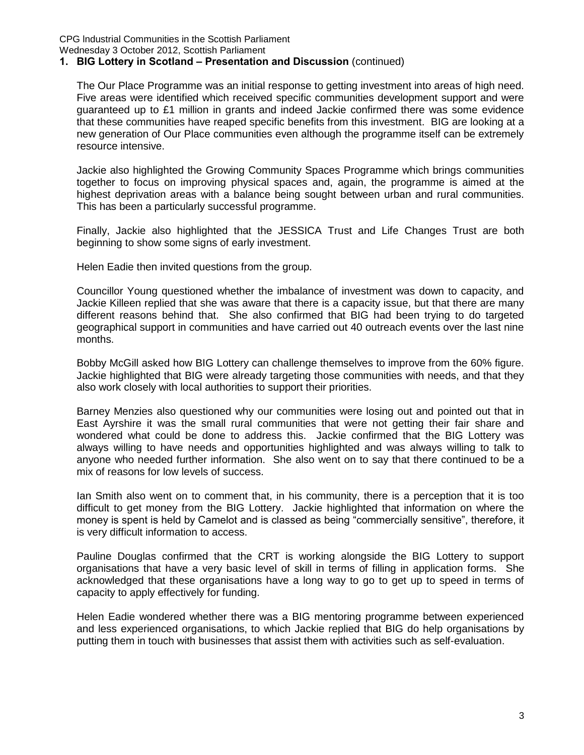## 1. BIG Lottery in Scotland – Presentation and Discussion (continued)

The Our Place Programme was an initial response to getting investment into areas of high need. Five areas were identified which received specific communities development support and were guaranteed up to £1 million in grants and indeed Jackie confirmed there was some evidence that these communities have reaped specific benefits from this investment. BIG are looking at a new generation of Our Place communities even although the programme itself can be extremely resource intensive.

Jackie also highlighted the Growing Community Spaces Programme which brings communities together to focus on improving physical spaces and, again, the programme is aimed at the highest deprivation areas with a balance being sought between urban and rural communities. This has been a particularly successful programme.

Finally, Jackie also highlighted that the JESSICA Trust and Life Changes Trust are both beginning to show some signs of early investment.

Helen Eadie then invited questions from the group.

Councillor Young questioned whether the imbalance of investment was down to capacity, and Jackie Killeen replied that she was aware that there is a capacity issue, but that there are many different reasons behind that. She also confirmed that BIG had been trying to do targeted geographical support in communities and have carried out 40 outreach events over the last nine months.

Bobby McGill asked how BIG Lottery can challenge themselves to improve from the 60% figure. Jackie highlighted that BIG were already targeting those communities with needs, and that they also work closely with local authorities to support their priorities.

Barney Menzies also questioned why our communities were losing out and pointed out that in East Ayrshire it was the small rural communities that were not getting their fair share and wondered what could be done to address this. Jackie confirmed that the BIG Lottery was always willing to have needs and opportunities highlighted and was always willing to talk to anyone who needed further information. She also went on to say that there continued to be a mix of reasons for low levels of success.

Ian Smith also went on to comment that, in his community, there is a perception that it is too difficult to get money from the BIG Lottery. Jackie highlighted that information on where the money is spent is held by Camelot and is classed as being "commercially sensitive", therefore, it is very difficult information to access.

Pauline Douglas confirmed that the CRT is working alongside the BIG Lottery to support organisations that have a very basic level of skill in terms of filling in application forms. She acknowledged that these organisations have a long way to go to get up to speed in terms of capacity to apply effectively for funding.

Helen Eadie wondered whether there was a BIG mentoring programme between experienced and less experienced organisations, to which Jackie replied that BIG do help organisations by putting them in touch with businesses that assist them with activities such as self-evaluation.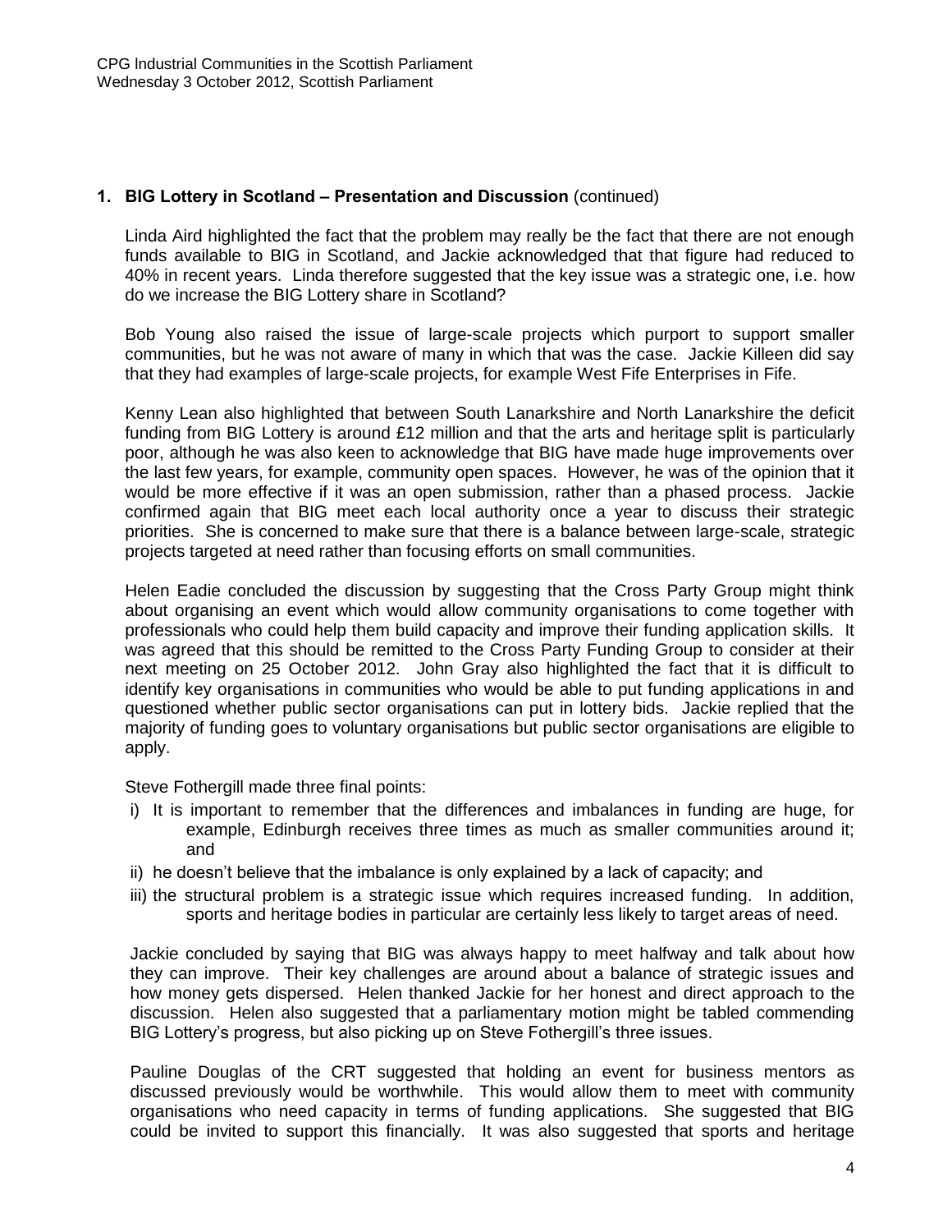**1. BIG Lottery in Scotland – Presentation and Discussion** (continued)

Linda Aird highlighted the fact that the problem may really be the fact that there are not enough funds available to BIG in Scotland, and Jackie acknowledged that that figure had reduced to 40% in recent years. Linda therefore suggested that the key issue was a strategic one, i.e. how do we increase the BIG Lottery share in Scotland?

Bob Young also raised the issue of large-scale projects which purport to support smaller communities, but he was not aware of many in which that was the case. Jackie Killeen did say that they had examples of large-scale projects, for example West Fife Enterprises in Fife.

Kenny Lean also highlighted that between South Lanarkshire and North Lanarkshire the deficit funding from BIG Lottery is around £12 million and that the arts and heritage split is particularly poor, although he was also keen to acknowledge that BIG have made huge improvements over the last few years, for example, community open spaces. However, he was of the opinion that it would be more effective if it was an open submission, rather than a phased process. Jackie confirmed again that BIG meet each local authority once a year to discuss their strategic priorities. She is concerned to make sure that there is a balance between large-scale, strategic projects targeted at need rather than focusing efforts on small communities.

Helen Eadie concluded the discussion by suggesting that the Cross Party Group might think about organising an event which would allow community organisations to come together with professionals who could help them build capacity and improve their funding application skills. It was agreed that this should be remitted to the Cross Party Funding Group to consider at their next meeting on 25 October 2012. John Gray also highlighted the fact that it is difficult to identify key organisations in communities who would be able to put funding applications in and questioned whether public sector organisations can put in lottery bids. Jackie replied that the majority of funding goes to voluntary organisations but public sector organisations are eligible to apply.

Steve Fothergill made three final points:

i) It is important to remember that the differences and imbalances in funding are huge, for example, Edinburgh receives three times as much as smaller communities around it; and
ii) he doesn't believe that the imbalance is only explained by a lack of capacity; and
iii) the structural problem is a strategic issue which requires increased funding. In addition, sports and heritage bodies in particular are certainly less likely to target areas of need.

Jackie concluded by saying that BIG was always happy to meet halfway and talk about how they can improve. Their key challenges are around about a balance of strategic issues and how money gets dispersed. Helen thanked Jackie for her honest and direct approach to the discussion. Helen also suggested that a parliamentary motion might be tabled commending BIG Lottery's progress, but also picking up on Steve Fothergill's three issues.

Pauline Douglas of the CRT suggested that holding an event for business mentors as discussed previously would be worthwhile. This would allow them to meet with community organisations who need capacity in terms of funding applications. She suggested that BIG could be invited to support this financially. It was also suggested that sports and heritage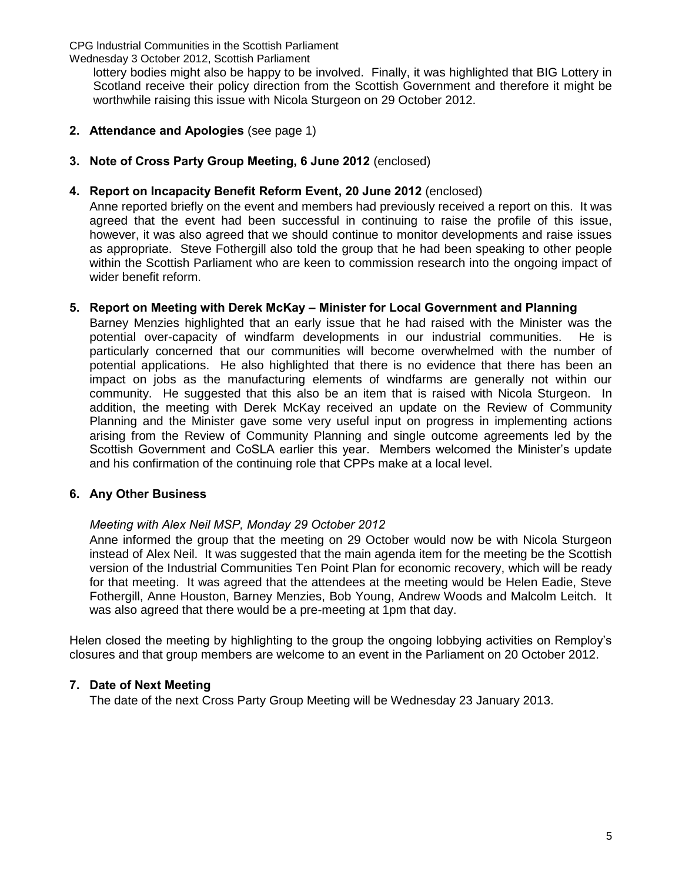lottery bodies might also be happy to be involved. Finally, it was highlighted that BIG Lottery in Scotland receive their policy direction from the Scottish Government and therefore it might be worthwhile raising this issue with Nicola Sturgeon on 29 October 2012.

**2. Attendance and Apologies** (see page 1)

**3. Note of Cross Party Group Meeting, 6 June 2012** (enclosed)

**4. Report on Incapacity Benefit Reform Event, 20 June 2012** (enclosed)

Anne reported briefly on the event and members had previously received a report on this. It was agreed that the event had been successful in continuing to raise the profile of this issue, however, it was also agreed that we should continue to monitor developments and raise issues as appropriate. Steve Fothergill also told the group that he had been speaking to other people within the Scottish Parliament who are keen to commission research into the ongoing impact of wider benefit reform.

**5. Report on Meeting with Derek McKay – Minister for Local Government and Planning**

Barney Menzies highlighted that an early issue that he had raised with the Minister was the potential over-capacity of windfarm developments in our industrial communities. He is particularly concerned that our communities will become overwhelmed with the number of potential applications. He also highlighted that there is no evidence that there has been an impact on jobs as the manufacturing elements of windfarms are generally not within our community. He suggested that this also be an item that is raised with Nicola Sturgeon. In addition, the meeting with Derek McKay received an update on the Review of Community Planning and the Minister gave some very useful input on progress in implementing actions arising from the Review of Community Planning and single outcome agreements led by the Scottish Government and CoSLA earlier this year. Members welcomed the Minister's update and his confirmation of the continuing role that CPPs make at a local level.

**6. Any Other Business**

*Meeting with Alex Neil MSP, Monday 29 October 2012*

Anne informed the group that the meeting on 29 October would now be with Nicola Sturgeon instead of Alex Neil. It was suggested that the main agenda item for the meeting be the Scottish version of the Industrial Communities Ten Point Plan for economic recovery, which will be ready for that meeting. It was agreed that the attendees at the meeting would be Helen Eadie, Steve Fothergill, Anne Houston, Barney Menzies, Bob Young, Andrew Woods and Malcolm Leitch. It was also agreed that there would be a pre-meeting at 1pm that day.

Helen closed the meeting by highlighting to the group the ongoing lobbying activities on Remploy's closures and that group members are welcome to an event in the Parliament on 20 October 2012.

**7. Date of Next Meeting**

The date of the next Cross Party Group Meeting will be Wednesday 23 January 2013.